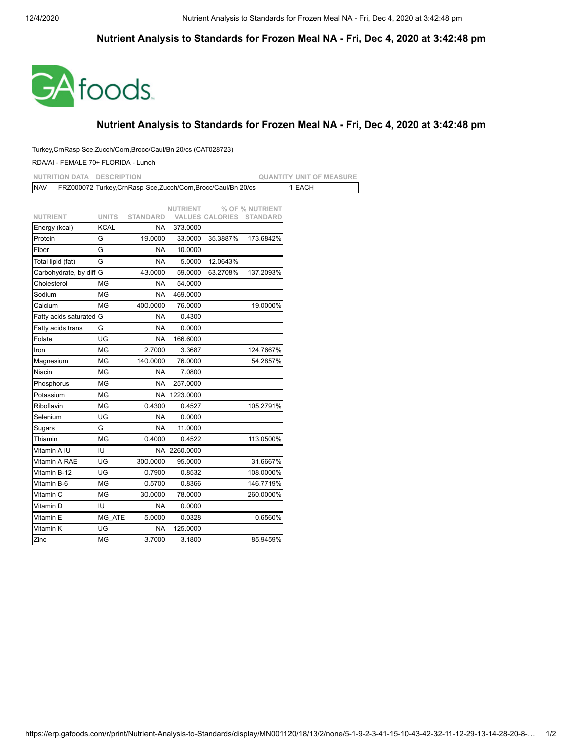# Nutrient Analysis to Standards for Frozen Meal NA - Fri, Dec 4, 2020 at 3:42:48 pm

GA foods

## Nutrient Analysis to Standards for Frozen Meal NA - Fri, Dec 4, 2020 at 3:42:48 pm

Turkey,CrnRasp Sce,Zucch/Corn,Brocc/Caul/Bn 20/cs (CAT028723)

RDA/AI - FEMALE 70+ FLORIDA - Lunch

| NUTRITION DATA | DESCRIPTION | QUANTITY | UNIT OF MEASURE |
|---|---|---|---|
| NAV | FRZ000072 Turkey,CrnRasp Sce,Zucch/Corn,Brocc/Caul/Bn 20/cs | 1 | EACH |

| NUTRIENT | UNITS | STANDARD | NUTRIENT VALUES | % OF CALORIES | % NUTRIENT STANDARD |
|---|---|---|---|---|---|
| Energy (kcal) | KCAL | NA | 373.0000 | | |
| Protein | G | 19.0000 | 33.0000 | 35.3887% | 173.6842% |
| Fiber | G | NA | 10.0000 | | |
| Total lipid (fat) | G | NA | 5.0000 | 12.0643% | |
| Carbohydrate, by diff | G | 43.0000 | 59.0000 | 63.2708% | 137.2093% |
| Cholesterol | MG | NA | 54.0000 | | |
| Sodium | MG | NA | 469.0000 | | |
| Calcium | MG | 400.0000 | 76.0000 | | 19.0000% |
| Fatty acids saturated | G | NA | 0.4300 | | |
| Fatty acids trans | G | NA | 0.0000 | | |
| Folate | UG | NA | 166.6000 | | |
| Iron | MG | 2.7000 | 3.3687 | | 124.7667% |
| Magnesium | MG | 140.0000 | 76.0000 | | 54.2857% |
| Niacin | MG | NA | 7.0800 | | |
| Phosphorus | MG | NA | 257.0000 | | |
| Potassium | MG | NA | 1223.0000 | | |
| Riboflavin | MG | 0.4300 | 0.4527 | | 105.2791% |
| Selenium | UG | NA | 0.0000 | | |
| Sugars | G | NA | 11.0000 | | |
| Thiamin | MG | 0.4000 | 0.4522 | | 113.0500% |
| Vitamin A IU | IU | NA | 2260.0000 | | |
| Vitamin A RAE | UG | 300.0000 | 95.0000 | | 31.6667% |
| Vitamin B-12 | UG | 0.7900 | 0.8532 | | 108.0000% |
| Vitamin B-6 | MG | 0.5700 | 0.8366 | | 146.7719% |
| Vitamin C | MG | 30.0000 | 78.0000 | | 260.0000% |
| Vitamin D | IU | NA | 0.0000 | | |
| Vitamin E | MG_ATE | 5.0000 | 0.0328 | | 0.6560% |
| Vitamin K | UG | NA | 125.0000 | | |
| Zinc | MG | 3.7000 | 3.1800 | | 85.9459% |